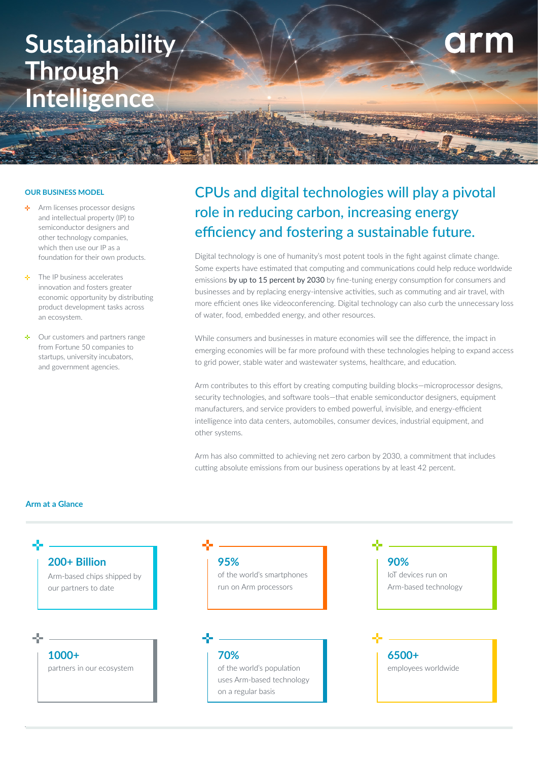# Sustainability Through Intelligence

arm

## OUR BUSINESS MODEL

- Arm licenses processor designs and intellectual property (IP) to semiconductor designers and other technology companies, which then use our IP as a foundation for their own products.
- The IP business accelerates innovation and fosters greater economic opportunity by distributing product development tasks across an ecosystem.
- Our customers and partners range from Fortune 50 companies to startups, university incubators, and government agencies.

## CPUs and digital technologies will play a pivotal role in reducing carbon, increasing energy efficiency and fostering a sustainable future.

Digital technology is one of humanity's most potent tools in the fight against climate change. Some experts have estimated that computing and communications could help reduce worldwide emissions by up to 15 percent by 2030 by fine-tuning energy consumption for consumers and businesses and by replacing energy-intensive activities, such as commuting and air travel, with more efficient ones like videoconferencing. Digital technology can also curb the unnecessary loss of water, food, embedded energy, and other resources.

While consumers and businesses in mature economies will see the difference, the impact in emerging economies will be far more profound with these technologies helping to expand access to grid power, stable water and wastewater systems, healthcare, and education.

Arm contributes to this effort by creating computing building blocks—microprocessor designs, security technologies, and software tools—that enable semiconductor designers, equipment manufacturers, and service providers to embed powerful, invisible, and energy-efficient intelligence into data centers, automobiles, consumer devices, industrial equipment, and other systems.

Arm has also committed to achieving net zero carbon by 2030, a commitment that includes cutting absolute emissions from our business operations by at least 42 percent.

## Arm at a Glance

**200+ Billion**
Arm-based chips shipped by our partners to date

**95%**
of the world's smartphones run on Arm processors

**90%**
IoT devices run on Arm-based technology

**1000+**
partners in our ecosystem

**70%**
of the world's population uses Arm-based technology on a regular basis

**6500+**
employees worldwide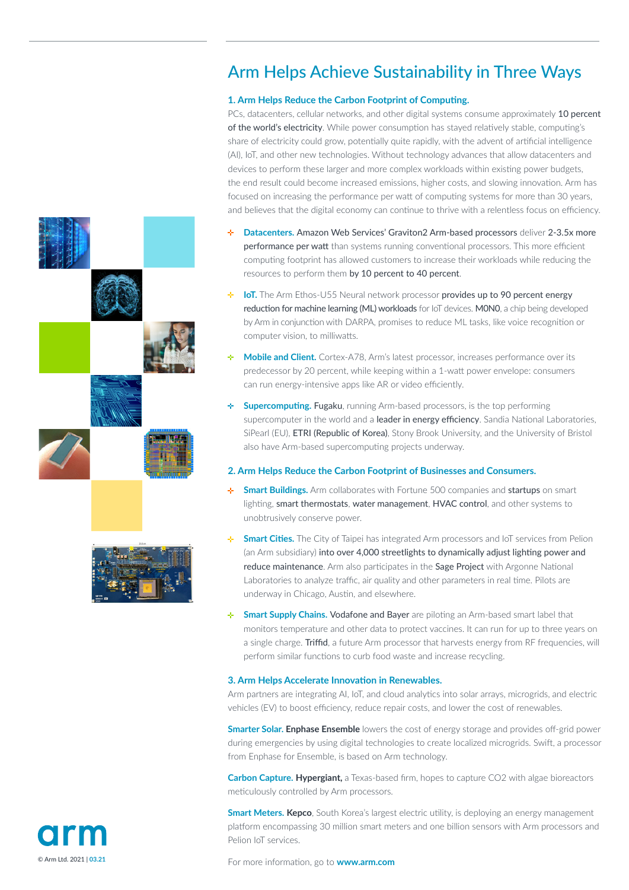# Arm Helps Achieve Sustainability in Three Ways

### 1. Arm Helps Reduce the Carbon Footprint of Computing.

PCs, datacenters, cellular networks, and other digital systems consume approximately 10 percent of the world's electricity. While power consumption has stayed relatively stable, computing's share of electricity could grow, potentially quite rapidly, with the advent of artificial intelligence (AI), IoT, and other new technologies. Without technology advances that allow datacenters and devices to perform these larger and more complex workloads within existing power budgets, the end result could become increased emissions, higher costs, and slowing innovation. Arm has focused on increasing the performance per watt of computing systems for more than 30 years, and believes that the digital economy can continue to thrive with a relentless focus on efficiency.

- **Datacenters.** Amazon Web Services' Graviton2 Arm-based processors deliver 2-3.5x more performance per watt than systems running conventional processors. This more efficient computing footprint has allowed customers to increase their workloads while reducing the resources to perform them by 10 percent to 40 percent.
- **IoT.** The Arm Ethos-U55 Neural network processor provides up to 90 percent energy reduction for machine learning (ML) workloads for IoT devices. M0N0, a chip being developed by Arm in conjunction with DARPA, promises to reduce ML tasks, like voice recognition or computer vision, to milliwatts.
- **Mobile and Client.** Cortex-A78, Arm's latest processor, increases performance over its predecessor by 20 percent, while keeping within a 1-watt power envelope: consumers can run energy-intensive apps like AR or video efficiently.
- **Supercomputing.** Fugaku, running Arm-based processors, is the top performing supercomputer in the world and a leader in energy efficiency. Sandia National Laboratories, SiPearl (EU), ETRI (Republic of Korea), Stony Brook University, and the University of Bristol also have Arm-based supercomputing projects underway.

### 2. Arm Helps Reduce the Carbon Footprint of Businesses and Consumers.

- **Smart Buildings.** Arm collaborates with Fortune 500 companies and startups on smart lighting, smart thermostats, water management, HVAC control, and other systems to unobtrusively conserve power.
- **Smart Cities.** The City of Taipei has integrated Arm processors and IoT services from Pelion (an Arm subsidiary) into over 4,000 streetlights to dynamically adjust lighting power and reduce maintenance. Arm also participates in the Sage Project with Argonne National Laboratories to analyze traffic, air quality and other parameters in real time. Pilots are underway in Chicago, Austin, and elsewhere.
- **Smart Supply Chains.** Vodafone and Bayer are piloting an Arm-based smart label that monitors temperature and other data to protect vaccines. It can run for up to three years on a single charge. Triffid, a future Arm processor that harvests energy from RF frequencies, will perform similar functions to curb food waste and increase recycling.

### 3. Arm Helps Accelerate Innovation in Renewables.

Arm partners are integrating AI, IoT, and cloud analytics into solar arrays, microgrids, and electric vehicles (EV) to boost efficiency, reduce repair costs, and lower the cost of renewables.

**Smarter Solar.** Enphase Ensemble lowers the cost of energy storage and provides off-grid power during emergencies by using digital technologies to create localized microgrids. Swift, a processor from Enphase for Ensemble, is based on Arm technology.

**Carbon Capture.** Hypergiant, a Texas-based firm, hopes to capture CO2 with algae bioreactors meticulously controlled by Arm processors.

**Smart Meters.** Kepco, South Korea's largest electric utility, is deploying an energy management platform encompassing 30 million smart meters and one billion sensors with Arm processors and Pelion IoT services.

For more information, go to **www.arm.com**

arm

© Arm Ltd. 2021 | 03.21